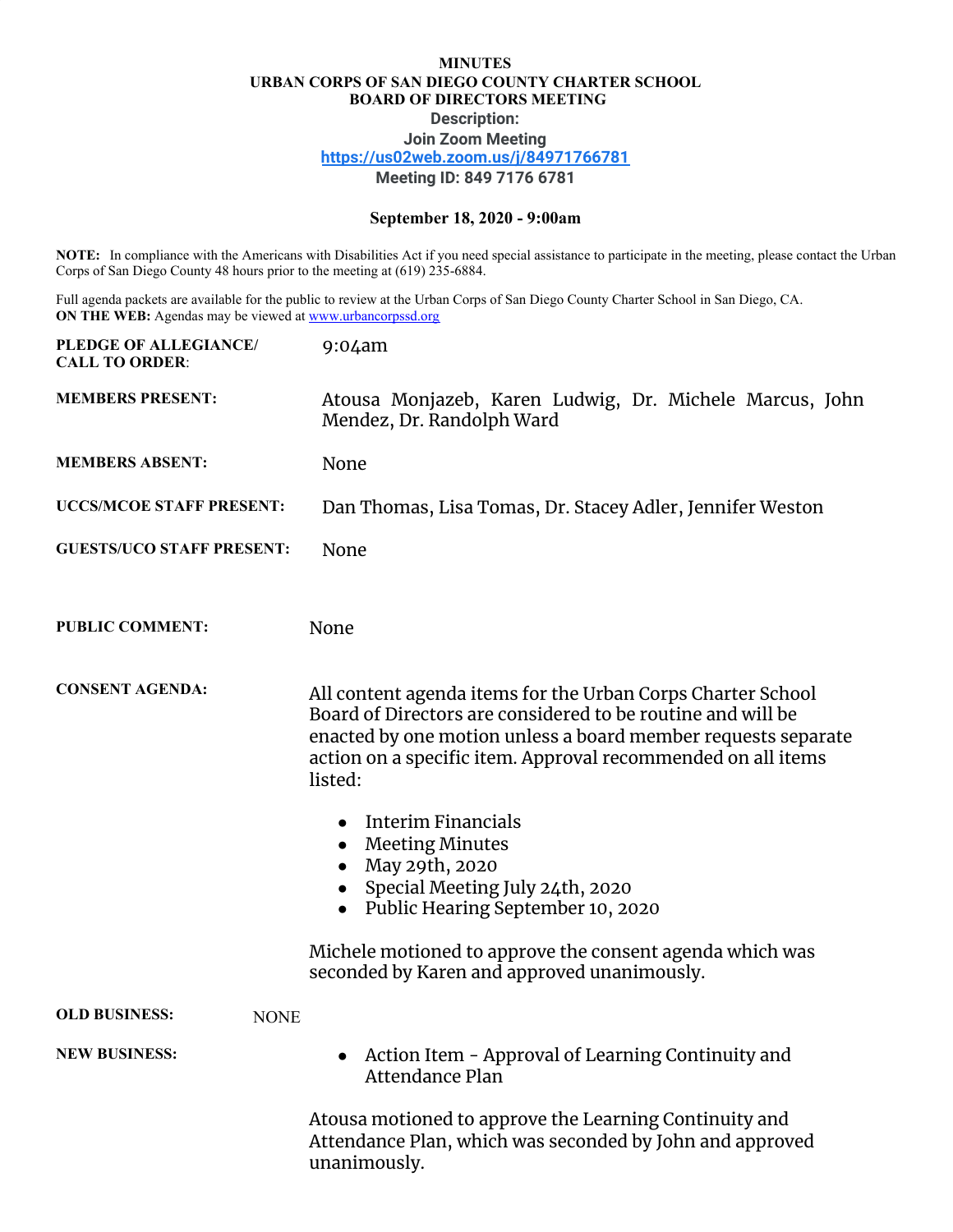**MINUTES**
**URBAN CORPS OF SAN DIEGO COUNTY CHARTER SCHOOL**
**BOARD OF DIRECTORS MEETING**
**Description:**
**Join Zoom Meeting**
**https://us02web.zoom.us/j/84971766781**
**Meeting ID: 849 7176 6781**

**September 18, 2020 - 9:00am**

**NOTE:** In compliance with the Americans with Disabilities Act if you need special assistance to participate in the meeting, please contact the Urban Corps of San Diego County 48 hours prior to the meeting at (619) 235-6884.

Full agenda packets are available for the public to review at the Urban Corps of San Diego County Charter School in San Diego, CA.
**ON THE WEB:** Agendas may be viewed at www.urbancorpssd.org

**PLEDGE OF ALLEGIANCE/ CALL TO ORDER**: 9:04am

**MEMBERS PRESENT:** Atousa Monjazeb, Karen Ludwig, Dr. Michele Marcus, John Mendez, Dr. Randolph Ward

**MEMBERS ABSENT:** None

**UCCS/MCOE STAFF PRESENT:** Dan Thomas, Lisa Tomas, Dr. Stacey Adler, Jennifer Weston

**GUESTS/UCO STAFF PRESENT:** None

**PUBLIC COMMENT:** None

**CONSENT AGENDA:**

All content agenda items for the Urban Corps Charter School Board of Directors are considered to be routine and will be enacted by one motion unless a board member requests separate action on a specific item. Approval recommended on all items listed:

- Interim Financials
- Meeting Minutes
- May 29th, 2020
- Special Meeting July 24th, 2020
- Public Hearing September 10, 2020

Michele motioned to approve the consent agenda which was seconded by Karen and approved unanimously.

**OLD BUSINESS:** NONE

**NEW BUSINESS:**

- Action Item - Approval of Learning Continuity and Attendance Plan

Atousa motioned to approve the Learning Continuity and Attendance Plan, which was seconded by John and approved unanimously.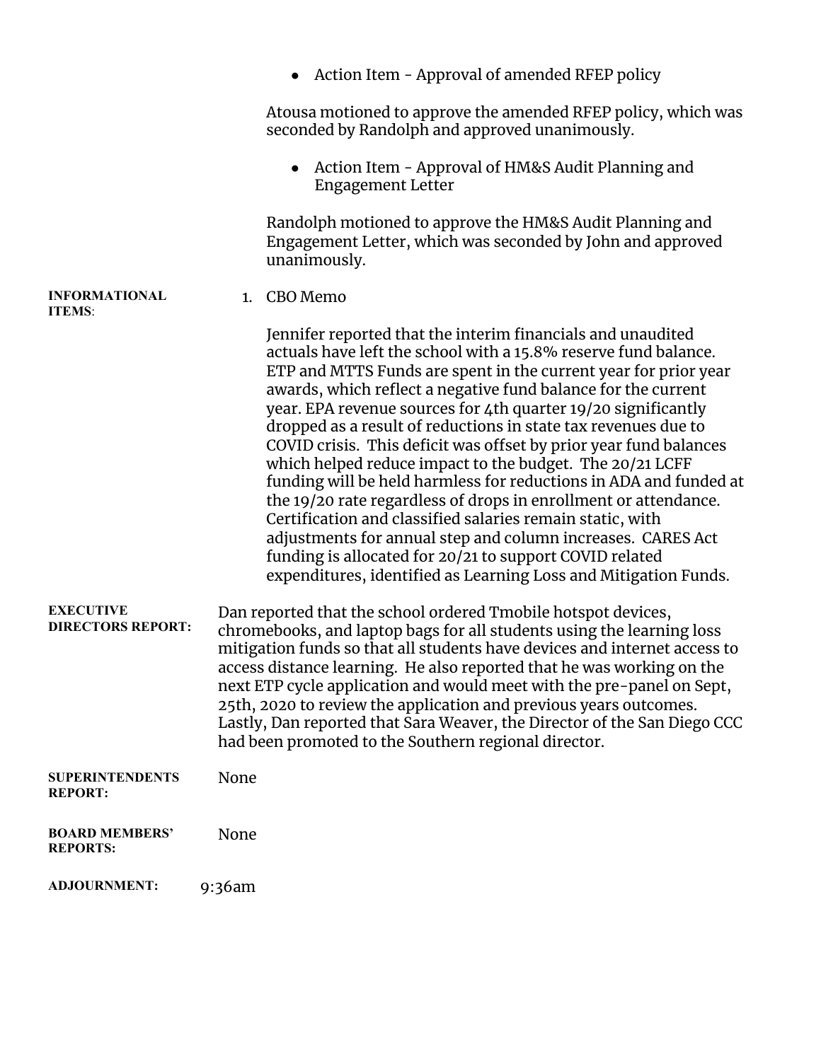- Action Item - Approval of amended RFEP policy

Atousa motioned to approve the amended RFEP policy, which was seconded by Randolph and approved unanimously.

- Action Item - Approval of HM&S Audit Planning and Engagement Letter

Randolph motioned to approve the HM&S Audit Planning and Engagement Letter, which was seconded by John and approved unanimously.

**INFORMATIONAL ITEMS**:

1. CBO Memo

   Jennifer reported that the interim financials and unaudited actuals have left the school with a 15.8% reserve fund balance. ETP and MTTS Funds are spent in the current year for prior year awards, which reflect a negative fund balance for the current year. EPA revenue sources for 4th quarter 19/20 significantly dropped as a result of reductions in state tax revenues due to COVID crisis. This deficit was offset by prior year fund balances which helped reduce impact to the budget. The 20/21 LCFF funding will be held harmless for reductions in ADA and funded at the 19/20 rate regardless of drops in enrollment or attendance. Certification and classified salaries remain static, with adjustments for annual step and column increases. CARES Act funding is allocated for 20/21 to support COVID related expenditures, identified as Learning Loss and Mitigation Funds.

**EXECUTIVE DIRECTORS REPORT:** Dan reported that the school ordered Tmobile hotspot devices, chromebooks, and laptop bags for all students using the learning loss mitigation funds so that all students have devices and internet access to access distance learning. He also reported that he was working on the next ETP cycle application and would meet with the pre-panel on Sept, 25th, 2020 to review the application and previous years outcomes. Lastly, Dan reported that Sara Weaver, the Director of the San Diego CCC had been promoted to the Southern regional director.

**SUPERINTENDENTS REPORT:** None

**BOARD MEMBERS' REPORTS:** None

**ADJOURNMENT:** 9:36am